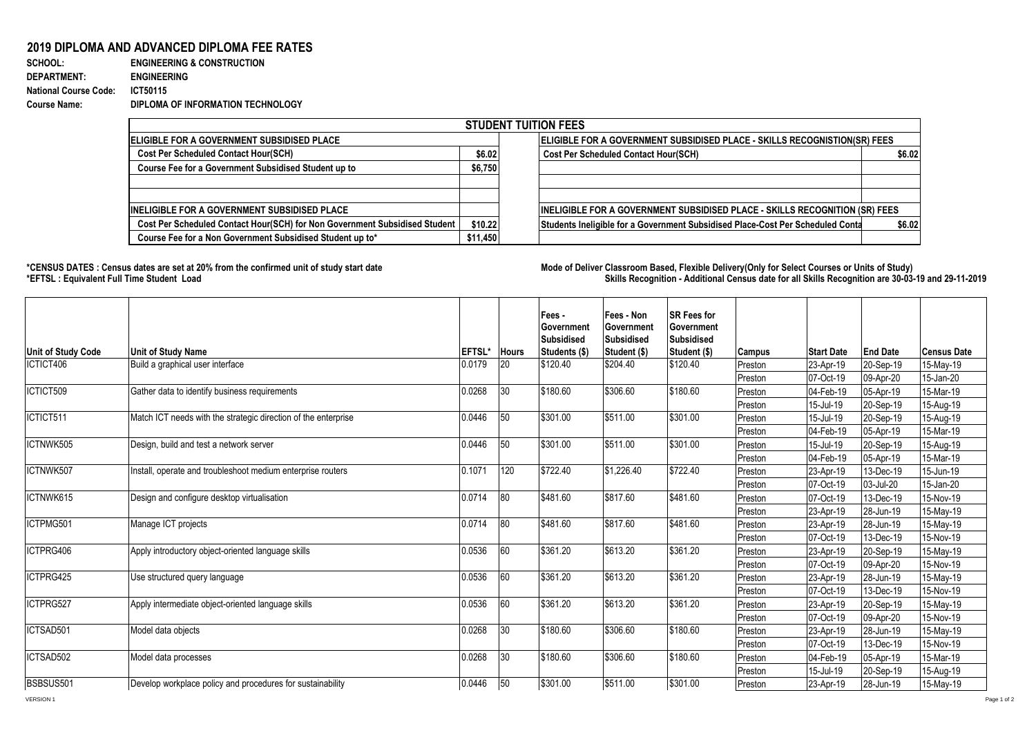# 2019 DIPLOMA AND ADVANCED DIPLOMA FEE RATES

**SCHOOL:** ENGINEERING & CONSTRUCTION
**DEPARTMENT:** ENGINEERING
**National Course Code:** ICT50115
**Course Name:** DIPLOMA OF INFORMATION TECHNOLOGY

| STUDENT TUITION FEES | | | |
|---|---|---|---|
| **ELIGIBLE FOR A GOVERNMENT SUBSIDISED PLACE** | | **ELIGIBLE FOR A GOVERNMENT SUBSIDISED PLACE - SKILLS RECOGNISTION(SR) FEES** | |
| Cost Per Scheduled Contact Hour(SCH) | $6.02 | Cost Per Scheduled Contact Hour(SCH) | $6.02 |
| Course Fee for a Government Subsidised Student up to | $6,750 | | |
| | | | |
| | | | |
| **INELIGIBLE FOR A GOVERNMENT SUBSIDISED PLACE** | | **INELIGIBLE FOR A GOVERNMENT SUBSIDISED PLACE - SKILLS RECOGNITION (SR) FEES** | |
| Cost Per Scheduled Contact Hour(SCH) for Non Government Subsidised Student | $10.22 | Students Ineligible for a Government Subsidised Place-Cost Per Scheduled Conta | $6.02 |
| Course Fee for a Non Government Subsidised Student up to* | $11,450 | | |

**\*CENSUS DATES : Census dates are set at 20% from the confirmed unit of study start date**
**\*EFTSL : Equivalent Full Time Student Load**

**Mode of Deliver Classroom Based, Flexible Delivery(Only for Select Courses or Units of Study)**
**Skills Recognition - Additional Census date for all Skills Recognition are 30-03-19 and 29-11-2019**

| Unit of Study Code | Unit of Study Name | EFTSL* | Hours | Fees - Government Subsidised Students ($) | Fees - Non Government Subsidised Student ($) | SR Fees for Government Subsidised Student ($) | Campus | Start Date | End Date | Census Date |
|---|---|---|---|---|---|---|---|---|---|---|
| ICTICT406 | Build a graphical user interface | 0.0179 | 20 | $120.40 | $204.40 | $120.40 | Preston | 23-Apr-19 | 20-Sep-19 | 15-May-19 |
| | | | | | | | Preston | 07-Oct-19 | 09-Apr-20 | 15-Jan-20 |
| ICTICT509 | Gather data to identify business requirements | 0.0268 | 30 | $180.60 | $306.60 | $180.60 | Preston | 04-Feb-19 | 05-Apr-19 | 15-Mar-19 |
| | | | | | | | Preston | 15-Jul-19 | 20-Sep-19 | 15-Aug-19 |
| ICTICT511 | Match ICT needs with the strategic direction of the enterprise | 0.0446 | 50 | $301.00 | $511.00 | $301.00 | Preston | 15-Jul-19 | 20-Sep-19 | 15-Aug-19 |
| | | | | | | | Preston | 04-Feb-19 | 05-Apr-19 | 15-Mar-19 |
| ICTNWK505 | Design, build and test a network server | 0.0446 | 50 | $301.00 | $511.00 | $301.00 | Preston | 15-Jul-19 | 20-Sep-19 | 15-Aug-19 |
| | | | | | | | Preston | 04-Feb-19 | 05-Apr-19 | 15-Mar-19 |
| ICTNWK507 | Install, operate and troubleshoot medium enterprise routers | 0.1071 | 120 | $722.40 | $1,226.40 | $722.40 | Preston | 23-Apr-19 | 13-Dec-19 | 15-Jun-19 |
| | | | | | | | Preston | 07-Oct-19 | 03-Jul-20 | 15-Jan-20 |
| ICTNWK615 | Design and configure desktop virtualisation | 0.0714 | 80 | $481.60 | $817.60 | $481.60 | Preston | 07-Oct-19 | 13-Dec-19 | 15-Nov-19 |
| | | | | | | | Preston | 23-Apr-19 | 28-Jun-19 | 15-May-19 |
| ICTPMG501 | Manage ICT projects | 0.0714 | 80 | $481.60 | $817.60 | $481.60 | Preston | 23-Apr-19 | 28-Jun-19 | 15-May-19 |
| | | | | | | | Preston | 07-Oct-19 | 13-Dec-19 | 15-Nov-19 |
| ICTPRG406 | Apply introductory object-oriented language skills | 0.0536 | 60 | $361.20 | $613.20 | $361.20 | Preston | 23-Apr-19 | 20-Sep-19 | 15-May-19 |
| | | | | | | | Preston | 07-Oct-19 | 09-Apr-20 | 15-Nov-19 |
| ICTPRG425 | Use structured query language | 0.0536 | 60 | $361.20 | $613.20 | $361.20 | Preston | 23-Apr-19 | 28-Jun-19 | 15-May-19 |
| | | | | | | | Preston | 07-Oct-19 | 13-Dec-19 | 15-Nov-19 |
| ICTPRG527 | Apply intermediate object-oriented language skills | 0.0536 | 60 | $361.20 | $613.20 | $361.20 | Preston | 23-Apr-19 | 20-Sep-19 | 15-May-19 |
| | | | | | | | Preston | 07-Oct-19 | 09-Apr-20 | 15-Nov-19 |
| ICTSAD501 | Model data objects | 0.0268 | 30 | $180.60 | $306.60 | $180.60 | Preston | 23-Apr-19 | 28-Jun-19 | 15-May-19 |
| | | | | | | | Preston | 07-Oct-19 | 13-Dec-19 | 15-Nov-19 |
| ICTSAD502 | Model data processes | 0.0268 | 30 | $180.60 | $306.60 | $180.60 | Preston | 04-Feb-19 | 05-Apr-19 | 15-Mar-19 |
| | | | | | | | Preston | 15-Jul-19 | 20-Sep-19 | 15-Aug-19 |
| BSBSUS501 | Develop workplace policy and procedures for sustainability | 0.0446 | 50 | $301.00 | $511.00 | $301.00 | Preston | 23-Apr-19 | 28-Jun-19 | 15-May-19 |

VERSION 1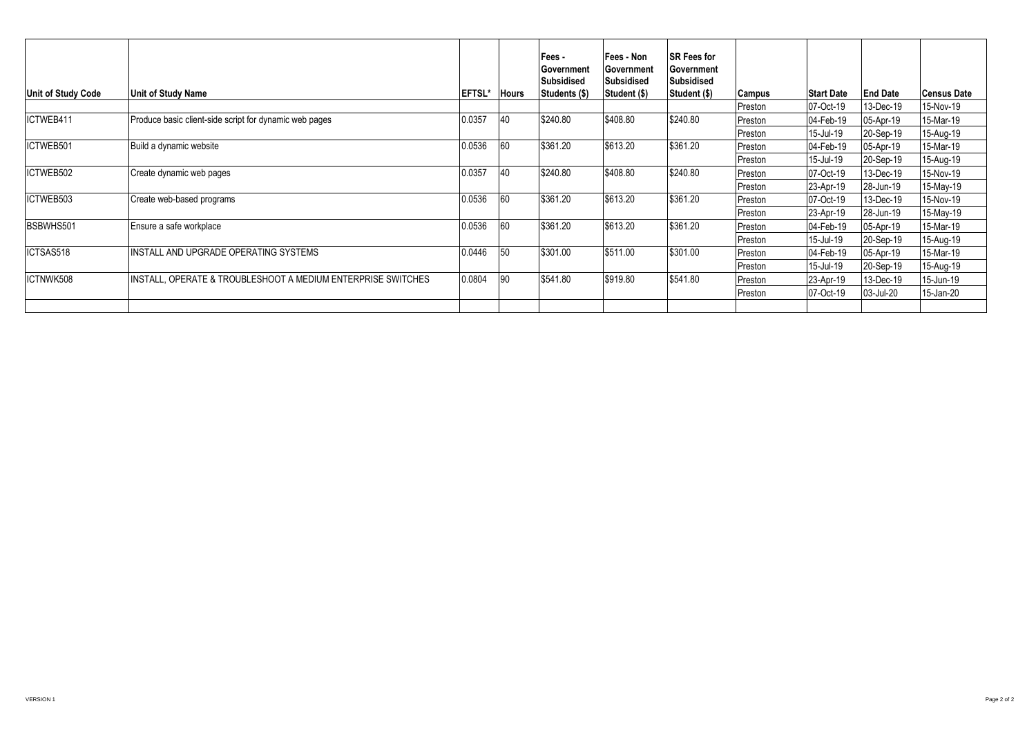| Unit of Study Code | Unit of Study Name | EFTSL* | Hours | Fees - Government Subsidised Students ($) | Fees - Non Government Subsidised Student ($) | SR Fees for Government Subsidised Student ($) | Campus | Start Date | End Date | Census Date |
|---|---|---|---|---|---|---|---|---|---|---|
| | | | | | | | Preston | 07-Oct-19 | 13-Dec-19 | 15-Nov-19 |
| ICTWEB411 | Produce basic client-side script for dynamic web pages | 0.0357 | 40 | $240.80 | $408.80 | $240.80 | Preston | 04-Feb-19 | 05-Apr-19 | 15-Mar-19 |
| | | | | | | | Preston | 15-Jul-19 | 20-Sep-19 | 15-Aug-19 |
| ICTWEB501 | Build a dynamic website | 0.0536 | 60 | $361.20 | $613.20 | $361.20 | Preston | 04-Feb-19 | 05-Apr-19 | 15-Mar-19 |
| | | | | | | | Preston | 15-Jul-19 | 20-Sep-19 | 15-Aug-19 |
| ICTWEB502 | Create dynamic web pages | 0.0357 | 40 | $240.80 | $408.80 | $240.80 | Preston | 07-Oct-19 | 13-Dec-19 | 15-Nov-19 |
| | | | | | | | Preston | 23-Apr-19 | 28-Jun-19 | 15-May-19 |
| ICTWEB503 | Create web-based programs | 0.0536 | 60 | $361.20 | $613.20 | $361.20 | Preston | 07-Oct-19 | 13-Dec-19 | 15-Nov-19 |
| | | | | | | | Preston | 23-Apr-19 | 28-Jun-19 | 15-May-19 |
| BSBWHS501 | Ensure a safe workplace | 0.0536 | 60 | $361.20 | $613.20 | $361.20 | Preston | 04-Feb-19 | 05-Apr-19 | 15-Mar-19 |
| | | | | | | | Preston | 15-Jul-19 | 20-Sep-19 | 15-Aug-19 |
| ICTSAS518 | INSTALL AND UPGRADE OPERATING SYSTEMS | 0.0446 | 50 | $301.00 | $511.00 | $301.00 | Preston | 04-Feb-19 | 05-Apr-19 | 15-Mar-19 |
| | | | | | | | Preston | 15-Jul-19 | 20-Sep-19 | 15-Aug-19 |
| ICTNWK508 | INSTALL, OPERATE & TROUBLESHOOT A MEDIUM ENTERPRISE SWITCHES | 0.0804 | 90 | $541.80 | $919.80 | $541.80 | Preston | 23-Apr-19 | 13-Dec-19 | 15-Jun-19 |
| | | | | | | | Preston | 07-Oct-19 | 03-Jul-20 | 15-Jan-20 |
| | | | | | | | | | | |

VERSION 1